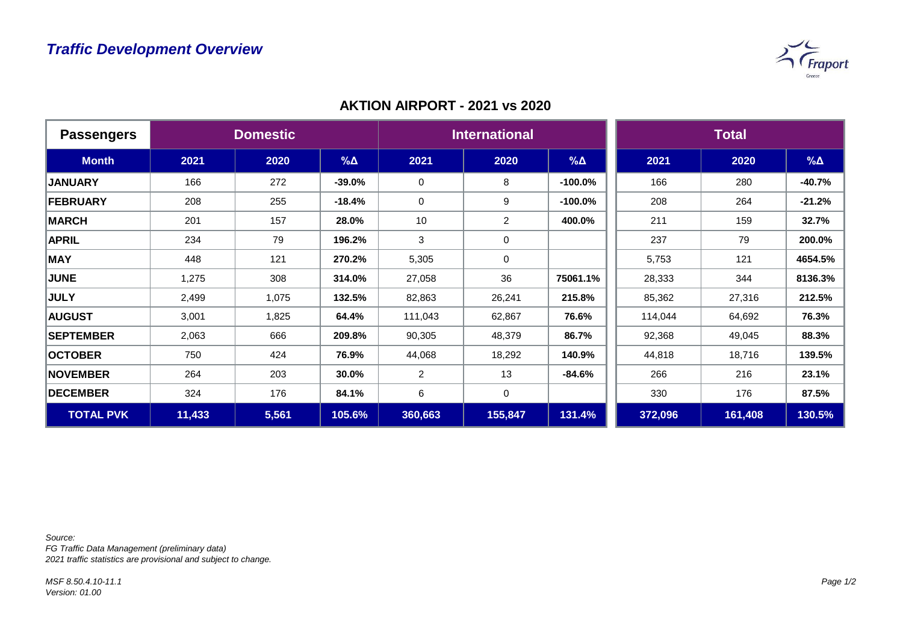## *Traffic Development Overview*

### AKTION AIRPORT - 2021 vs 2020

| Passengers | Domestic | | | International | | | Total | | |
|---|---|---|---|---|---|---|---|---|---|
| **Month** | **2021** | **2020** | **%Δ** | **2021** | **2020** | **%Δ** | **2021** | **2020** | **%Δ** |
| **JANUARY** | 166 | 272 | **-39.0%** | 0 | 8 | **-100.0%** | 166 | 280 | **-40.7%** |
| **FEBRUARY** | 208 | 255 | **-18.4%** | 0 | 9 | **-100.0%** | 208 | 264 | **-21.2%** |
| **MARCH** | 201 | 157 | **28.0%** | 10 | 2 | **400.0%** | 211 | 159 | **32.7%** |
| **APRIL** | 234 | 79 | **196.2%** | 3 | 0 | | 237 | 79 | **200.0%** |
| **MAY** | 448 | 121 | **270.2%** | 5,305 | 0 | | 5,753 | 121 | **4654.5%** |
| **JUNE** | 1,275 | 308 | **314.0%** | 27,058 | 36 | **75061.1%** | 28,333 | 344 | **8136.3%** |
| **JULY** | 2,499 | 1,075 | **132.5%** | 82,863 | 26,241 | **215.8%** | 85,362 | 27,316 | **212.5%** |
| **AUGUST** | 3,001 | 1,825 | **64.4%** | 111,043 | 62,867 | **76.6%** | 114,044 | 64,692 | **76.3%** |
| **SEPTEMBER** | 2,063 | 666 | **209.8%** | 90,305 | 48,379 | **86.7%** | 92,368 | 49,045 | **88.3%** |
| **OCTOBER** | 750 | 424 | **76.9%** | 44,068 | 18,292 | **140.9%** | 44,818 | 18,716 | **139.5%** |
| **NOVEMBER** | 264 | 203 | **30.0%** | 2 | 13 | **-84.6%** | 266 | 216 | **23.1%** |
| **DECEMBER** | 324 | 176 | **84.1%** | 6 | 0 | | 330 | 176 | **87.5%** |
| **TOTAL PVK** | **11,433** | **5,561** | **105.6%** | **360,663** | **155,847** | **131.4%** | **372,096** | **161,408** | **130.5%** |

*Source:*
*FG Traffic Data Management (preliminary data)*
*2021 traffic statistics are provisional and subject to change.*

*MSF 8.50.4.10-11.1*
*Version: 01.00*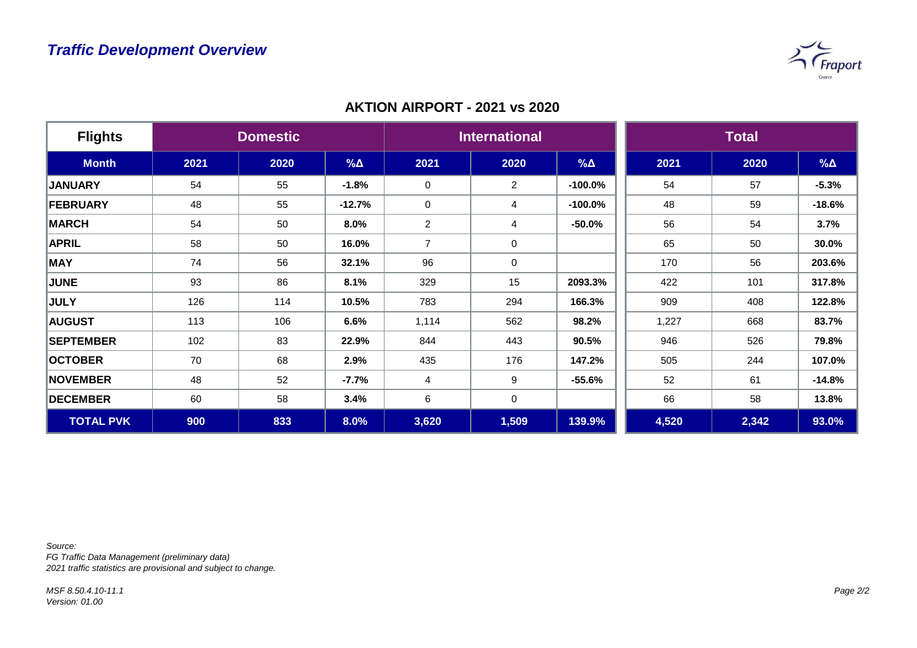## Traffic Development Overview

### AKTION AIRPORT - 2021 vs 2020

| Flights | Domestic | | | International | | | Total | | |
|---|---|---|---|---|---|---|---|---|---|
| Month | 2021 | 2020 | %Δ | 2021 | 2020 | %Δ | 2021 | 2020 | %Δ |
| JANUARY | 54 | 55 | -1.8% | 0 | 2 | -100.0% | 54 | 57 | -5.3% |
| FEBRUARY | 48 | 55 | -12.7% | 0 | 4 | -100.0% | 48 | 59 | -18.6% |
| MARCH | 54 | 50 | 8.0% | 2 | 4 | -50.0% | 56 | 54 | 3.7% |
| APRIL | 58 | 50 | 16.0% | 7 | 0 | | 65 | 50 | 30.0% |
| MAY | 74 | 56 | 32.1% | 96 | 0 | | 170 | 56 | 203.6% |
| JUNE | 93 | 86 | 8.1% | 329 | 15 | 2093.3% | 422 | 101 | 317.8% |
| JULY | 126 | 114 | 10.5% | 783 | 294 | 166.3% | 909 | 408 | 122.8% |
| AUGUST | 113 | 106 | 6.6% | 1,114 | 562 | 98.2% | 1,227 | 668 | 83.7% |
| SEPTEMBER | 102 | 83 | 22.9% | 844 | 443 | 90.5% | 946 | 526 | 79.8% |
| OCTOBER | 70 | 68 | 2.9% | 435 | 176 | 147.2% | 505 | 244 | 107.0% |
| NOVEMBER | 48 | 52 | -7.7% | 4 | 9 | -55.6% | 52 | 61 | -14.8% |
| DECEMBER | 60 | 58 | 3.4% | 6 | 0 | | 66 | 58 | 13.8% |
| TOTAL PVK | 900 | 833 | 8.0% | 3,620 | 1,509 | 139.9% | 4,520 | 2,342 | 93.0% |

*Source:*
*FG Traffic Data Management (preliminary data)*
*2021 traffic statistics are provisional and subject to change.*

*MSF 8.50.4.10-11.1*
*Version: 01.00*